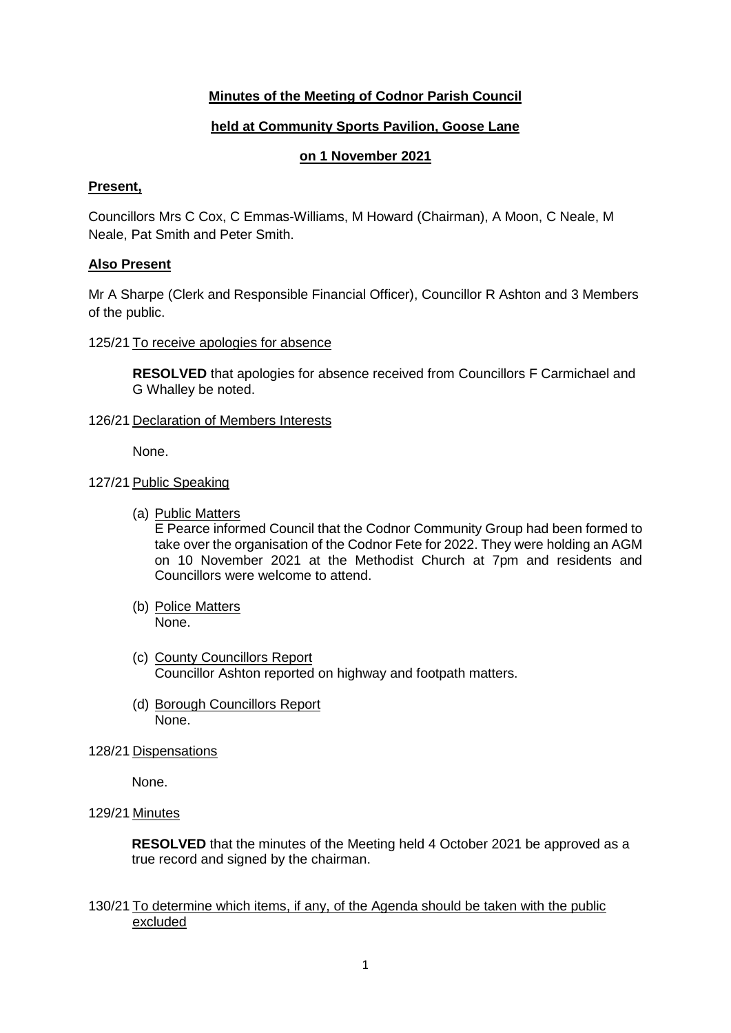# Minutes of the Meeting of Codnor Parish Council

## held at Community Sports Pavilion, Goose Lane

## on 1 November 2021

### Present,

Councillors Mrs C Cox, C Emmas-Williams, M Howard (Chairman), A Moon, C Neale, M Neale, Pat Smith and Peter Smith.

### Also Present

Mr A Sharpe (Clerk and Responsible Financial Officer), Councillor R Ashton and 3 Members of the public.

125/21 To receive apologies for absence

**RESOLVED** that apologies for absence received from Councillors F Carmichael and G Whalley be noted.

126/21 Declaration of Members Interests

None.

127/21 Public Speaking

(a) Public Matters
E Pearce informed Council that the Codnor Community Group had been formed to take over the organisation of the Codnor Fete for 2022. They were holding an AGM on 10 November 2021 at the Methodist Church at 7pm and residents and Councillors were welcome to attend.

(b) Police Matters
None.

(c) County Councillors Report
Councillor Ashton reported on highway and footpath matters.

(d) Borough Councillors Report
None.

128/21 Dispensations

None.

129/21 Minutes

**RESOLVED** that the minutes of the Meeting held 4 October 2021 be approved as a true record and signed by the chairman.

130/21 To determine which items, if any, of the Agenda should be taken with the public excluded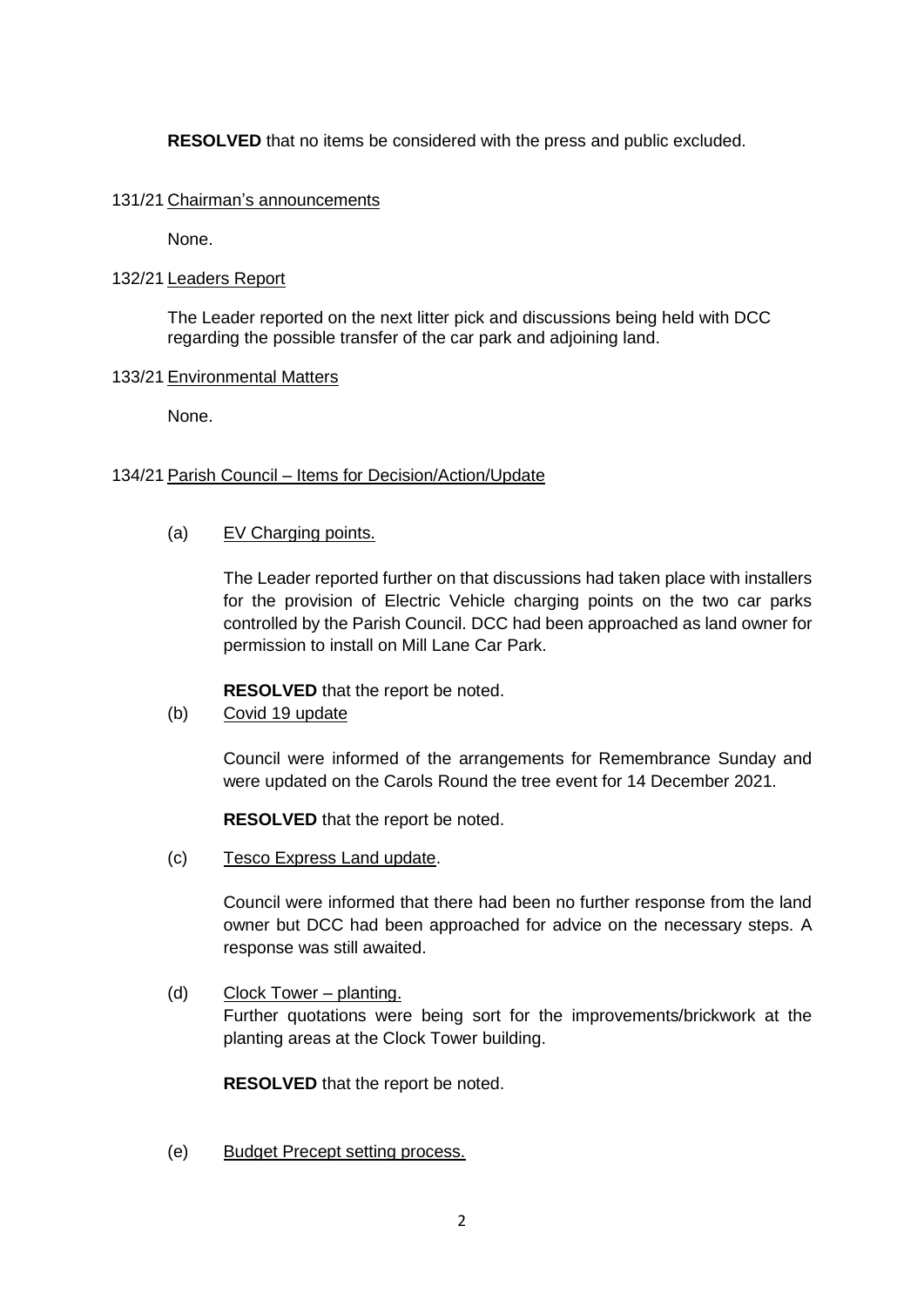**RESOLVED** that no items be considered with the press and public excluded.

131/21 Chairman's announcements

None.

132/21 Leaders Report

The Leader reported on the next litter pick and discussions being held with DCC regarding the possible transfer of the car park and adjoining land.

133/21 Environmental Matters

None.

134/21 Parish Council – Items for Decision/Action/Update

(a) EV Charging points.

The Leader reported further on that discussions had taken place with installers for the provision of Electric Vehicle charging points on the two car parks controlled by the Parish Council. DCC had been approached as land owner for permission to install on Mill Lane Car Park.

**RESOLVED** that the report be noted.

(b) Covid 19 update

Council were informed of the arrangements for Remembrance Sunday and were updated on the Carols Round the tree event for 14 December 2021.

**RESOLVED** that the report be noted.

(c) Tesco Express Land update.

Council were informed that there had been no further response from the land owner but DCC had been approached for advice on the necessary steps. A response was still awaited.

(d) Clock Tower – planting.

Further quotations were being sort for the improvements/brickwork at the planting areas at the Clock Tower building.

**RESOLVED** that the report be noted.

(e) Budget Precept setting process.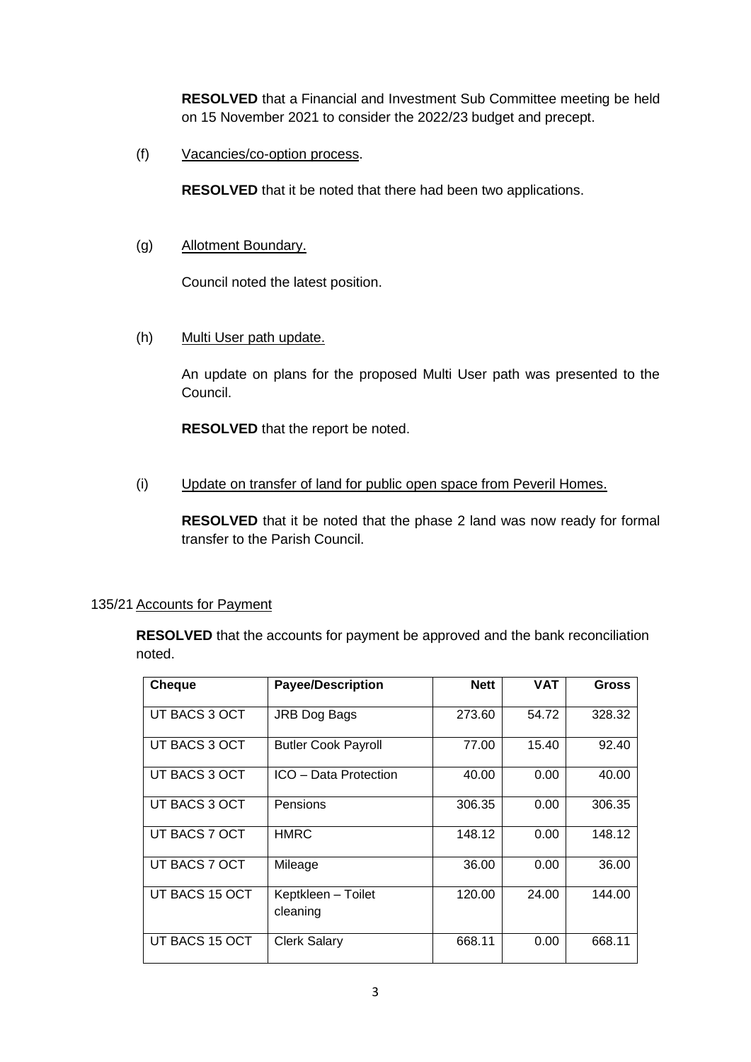**RESOLVED** that a Financial and Investment Sub Committee meeting be held on 15 November 2021 to consider the 2022/23 budget and precept.

(f) Vacancies/co-option process.

**RESOLVED** that it be noted that there had been two applications.

(g) Allotment Boundary.

Council noted the latest position.

(h) Multi User path update.

An update on plans for the proposed Multi User path was presented to the Council.

**RESOLVED** that the report be noted.

(i) Update on transfer of land for public open space from Peveril Homes.

**RESOLVED** that it be noted that the phase 2 land was now ready for formal transfer to the Parish Council.

135/21 Accounts for Payment

**RESOLVED** that the accounts for payment be approved and the bank reconciliation noted.

| Cheque | Payee/Description | Nett | VAT | Gross |
|---|---|---|---|---|
| UT BACS 3 OCT | JRB Dog Bags | 273.60 | 54.72 | 328.32 |
| UT BACS 3 OCT | Butler Cook Payroll | 77.00 | 15.40 | 92.40 |
| UT BACS 3 OCT | ICO – Data Protection | 40.00 | 0.00 | 40.00 |
| UT BACS 3 OCT | Pensions | 306.35 | 0.00 | 306.35 |
| UT BACS 7 OCT | HMRC | 148.12 | 0.00 | 148.12 |
| UT BACS 7 OCT | Mileage | 36.00 | 0.00 | 36.00 |
| UT BACS 15 OCT | Keptkleen – Toilet cleaning | 120.00 | 24.00 | 144.00 |
| UT BACS 15 OCT | Clerk Salary | 668.11 | 0.00 | 668.11 |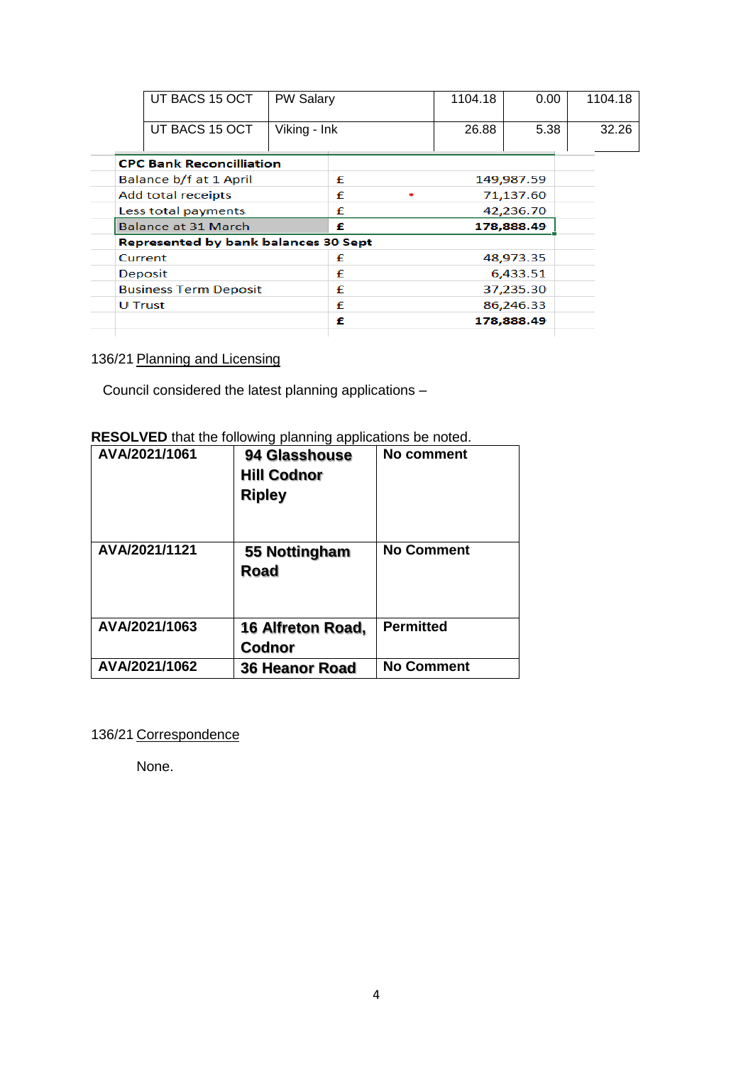| | | | | |
|---|---|---|---|---|
| UT BACS 15 OCT | PW Salary | 1104.18 | 0.00 | 1104.18 |
| UT BACS 15 OCT | Viking - Ink | 26.88 | 5.38 | 32.26 |

| **CPC Bank Reconcilliation** | | |
|---|---|---|
| Balance b/f at 1 April | £ | 149,987.59 |
| Add total receipts | £ | 71,137.60 |
| Less total payments | £ | 42,236.70 |
| Balance at 31 March | **£** | **178,888.49** |
| **Represented by bank balances 30 Sept** | | |
| Current | £ | 48,973.35 |
| Deposit | £ | 6,433.51 |
| Business Term Deposit | £ | 37,235.30 |
| U Trust | £ | 86,246.33 |
| | **£** | **178,888.49** |

136/21 Planning and Licensing

Council considered the latest planning applications –

**RESOLVED** that the following planning applications be noted.

| | | |
|---|---|---|
| **AVA/2021/1061** | **94 Glasshouse Hill Codnor Ripley** | **No comment** |
| **AVA/2021/1121** | **55 Nottingham Road** | **No Comment** |
| **AVA/2021/1063** | **16 Alfreton Road, Codnor** | **Permitted** |
| **AVA/2021/1062** | **36 Heanor Road** | **No Comment** |

136/21 Correspondence

None.